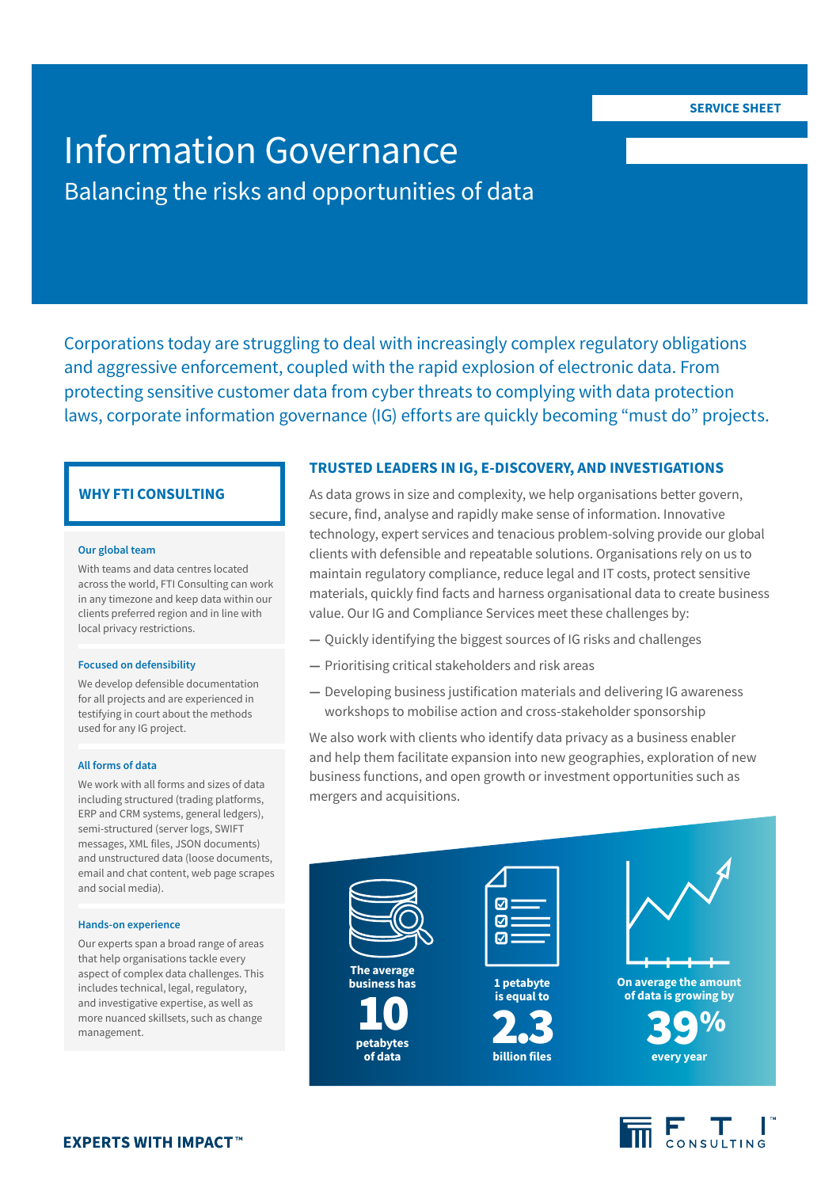SERVICE SHEET

# Information Governance

## Balancing the risks and opportunities of data

Corporations today are struggling to deal with increasingly complex regulatory obligations and aggressive enforcement, coupled with the rapid explosion of electronic data. From protecting sensitive customer data from cyber threats to complying with data protection laws, corporate information governance (IG) efforts are quickly becoming "must do" projects.

### WHY FTI CONSULTING

**Our global team**

With teams and data centres located across the world, FTI Consulting can work in any timezone and keep data within our clients preferred region and in line with local privacy restrictions.

**Focused on defensibility**

We develop defensible documentation for all projects and are experienced in testifying in court about the methods used for any IG project.

**All forms of data**

We work with all forms and sizes of data including structured (trading platforms, ERP and CRM systems, general ledgers), semi-structured (server logs, SWIFT messages, XML files, JSON documents) and unstructured data (loose documents, email and chat content, web page scrapes and social media).

**Hands-on experience**

Our experts span a broad range of areas that help organisations tackle every aspect of complex data challenges. This includes technical, legal, regulatory, and investigative expertise, as well as more nuanced skillsets, such as change management.

### TRUSTED LEADERS IN IG, E-DISCOVERY, AND INVESTIGATIONS

As data grows in size and complexity, we help organisations better govern, secure, find, analyse and rapidly make sense of information. Innovative technology, expert services and tenacious problem-solving provide our global clients with defensible and repeatable solutions. Organisations rely on us to maintain regulatory compliance, reduce legal and IT costs, protect sensitive materials, quickly find facts and harness organisational data to create business value. Our IG and Compliance Services meet these challenges by:

- Quickly identifying the biggest sources of IG risks and challenges
- Prioritising critical stakeholders and risk areas
- Developing business justification materials and delivering IG awareness workshops to mobilise action and cross-stakeholder sponsorship

We also work with clients who identify data privacy as a business enabler and help them facilitate expansion into new geographies, exploration of new business functions, and open growth or investment opportunities such as mergers and acquisitions.

The average business has **10** petabytes of data

1 petabyte is equal to **2.3** billion files

On average the amount of data is growing by **39%** every year

EXPERTS WITH IMPACT™

FTI CONSULTING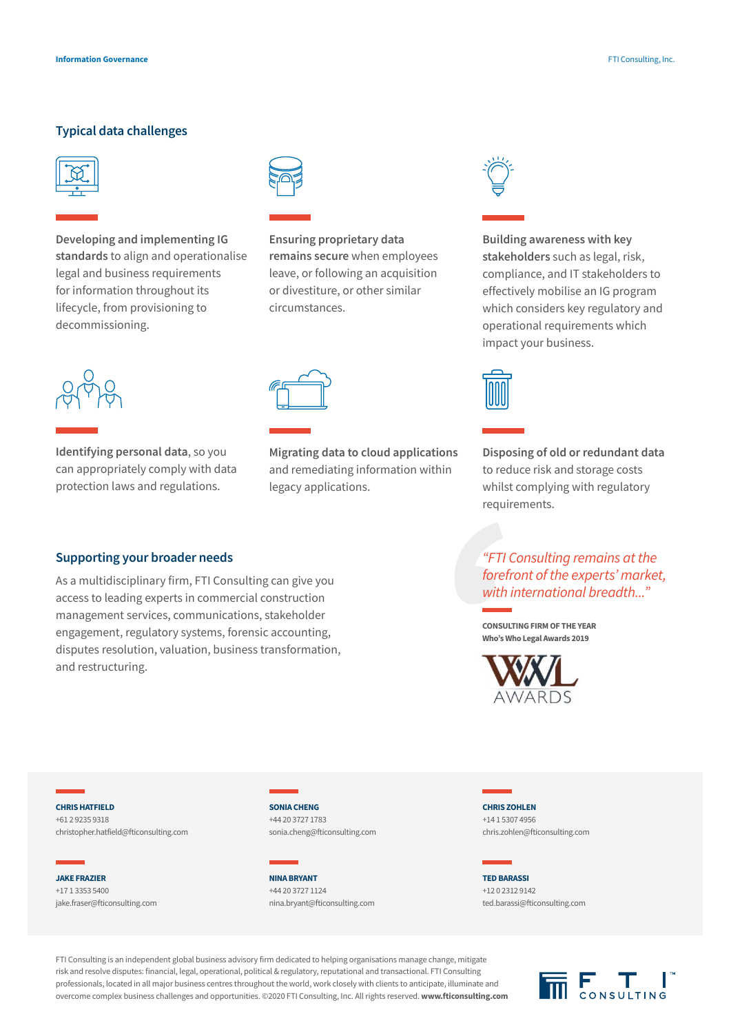## Typical data challenges

**Developing and implementing IG standards** to align and operationalise legal and business requirements for information throughout its lifecycle, from provisioning to decommissioning.

**Ensuring proprietary data remains secure** when employees leave, or following an acquisition or divestiture, or other similar circumstances.

**Building awareness with key stakeholders** such as legal, risk, compliance, and IT stakeholders to effectively mobilise an IG program which considers key regulatory and operational requirements which impact your business.

**Identifying personal data**, so you can appropriately comply with data protection laws and regulations.

**Migrating data to cloud applications** and remediating information within legacy applications.

**Disposing of old or redundant data** to reduce risk and storage costs whilst complying with regulatory requirements.

## Supporting your broader needs

As a multidisciplinary firm, FTI Consulting can give you access to leading experts in commercial construction management services, communications, stakeholder engagement, regulatory systems, forensic accounting, disputes resolution, valuation, business transformation, and restructuring.

*"FTI Consulting remains at the forefront of the experts' market, with international breadth..."*

**CONSULTING FIRM OF THE YEAR**
**Who's Who Legal Awards 2019**

WWL AWARDS

**CHRIS HATFIELD**
+61 2 9235 9318
christopher.hatfield@fticonsulting.com

**SONIA CHENG**
+44 20 3727 1783
sonia.cheng@fticonsulting.com

**CHRIS ZOHLEN**
+14 1 5307 4956
chris.zohlen@fticonsulting.com

**JAKE FRAZIER**
+17 1 3353 5400
jake.fraser@fticonsulting.com

**NINA BRYANT**
+44 20 3727 1124
nina.bryant@fticonsulting.com

**TED BARASSI**
+12 0 2312 9142
ted.barassi@fticonsulting.com

FTI Consulting is an independent global business advisory firm dedicated to helping organisations manage change, mitigate risk and resolve disputes: financial, legal, operational, political & regulatory, reputational and transactional. FTI Consulting professionals, located in all major business centres throughout the world, work closely with clients to anticipate, illuminate and overcome complex business challenges and opportunities. ©2020 FTI Consulting, Inc. All rights reserved. **www.fticonsulting.com**

FTI CONSULTING™